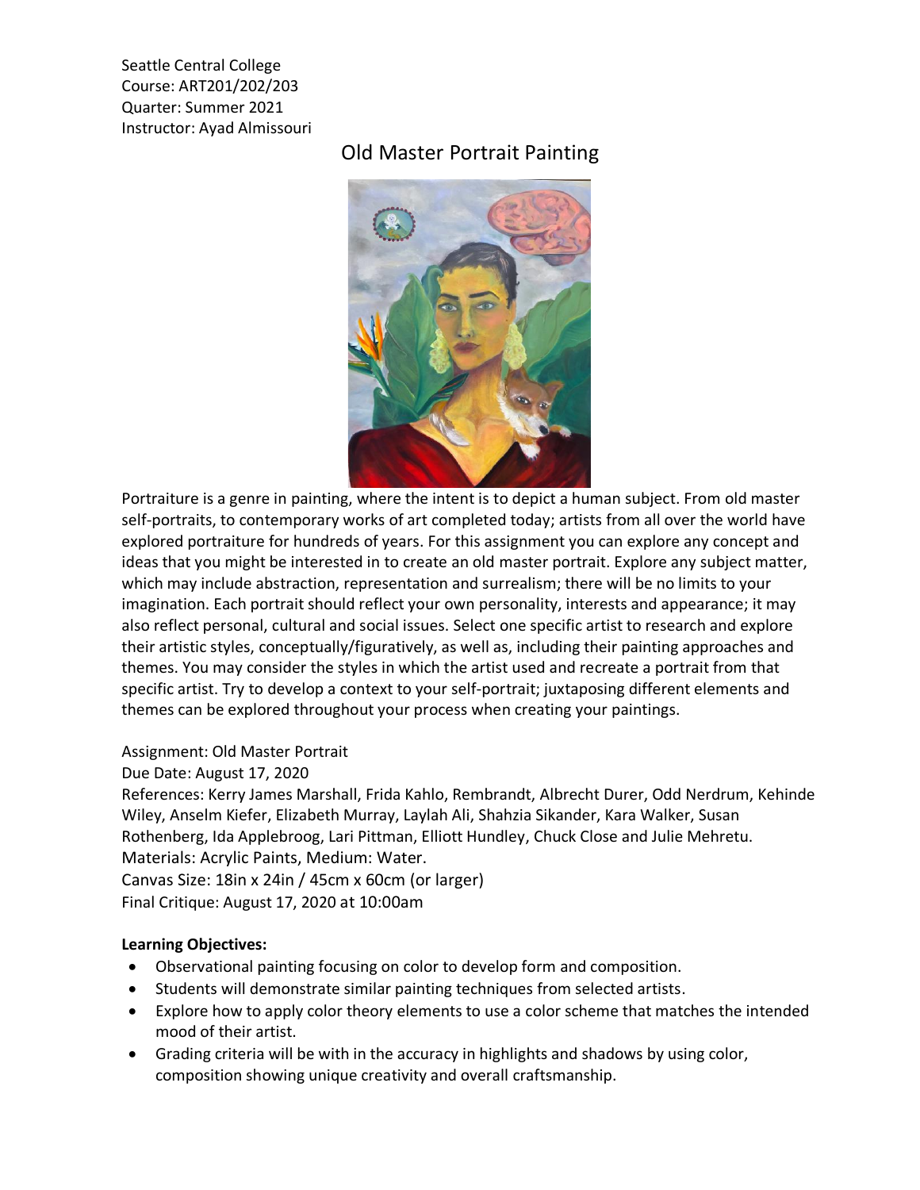Seattle Central College
Course: ART201/202/203
Quarter: Summer 2021
Instructor: Ayad Almissouri

# Old Master Portrait Painting

Portraiture is a genre in painting, where the intent is to depict a human subject. From old master self-portraits, to contemporary works of art completed today; artists from all over the world have explored portraiture for hundreds of years. For this assignment you can explore any concept and ideas that you might be interested in to create an old master portrait. Explore any subject matter, which may include abstraction, representation and surrealism; there will be no limits to your imagination. Each portrait should reflect your own personality, interests and appearance; it may also reflect personal, cultural and social issues. Select one specific artist to research and explore their artistic styles, conceptually/figuratively, as well as, including their painting approaches and themes. You may consider the styles in which the artist used and recreate a portrait from that specific artist. Try to develop a context to your self-portrait; juxtaposing different elements and themes can be explored throughout your process when creating your paintings.

Assignment: Old Master Portrait
Due Date: August 17, 2020
References: Kerry James Marshall, Frida Kahlo, Rembrandt, Albrecht Durer, Odd Nerdrum, Kehinde Wiley, Anselm Kiefer, Elizabeth Murray, Laylah Ali, Shahzia Sikander, Kara Walker, Susan Rothenberg, Ida Applebroog, Lari Pittman, Elliott Hundley, Chuck Close and Julie Mehretu.
Materials: Acrylic Paints, Medium: Water.
Canvas Size: 18in x 24in / 45cm x 60cm (or larger)
Final Critique: August 17, 2020 at 10:00am

**Learning Objectives:**

- Observational painting focusing on color to develop form and composition.
- Students will demonstrate similar painting techniques from selected artists.
- Explore how to apply color theory elements to use a color scheme that matches the intended mood of their artist.
- Grading criteria will be with in the accuracy in highlights and shadows by using color, composition showing unique creativity and overall craftsmanship.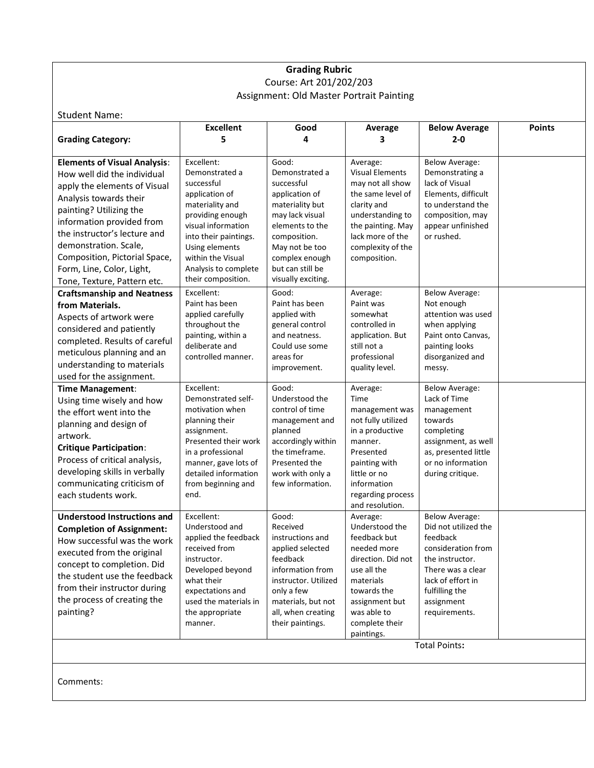**Grading Rubric**

Course: Art 201/202/203

Assignment: Old Master Portrait Painting

Student Name:

| **Grading Category:** | **Excellent 5** | **Good 4** | **Average 3** | **Below Average 2-0** | **Points** |
|---|---|---|---|---|---|
| **Elements of Visual Analysis**: How well did the individual apply the elements of Visual Analysis towards their painting? Utilizing the information provided from the instructor's lecture and demonstration. Scale, Composition, Pictorial Space, Form, Line, Color, Light, Tone, Texture, Pattern etc. | Excellent: Demonstrated a successful application of materiality and providing enough visual information into their paintings. Using elements within the Visual Analysis to complete their composition. | Good: Demonstrated a successful application of materiality but may lack visual elements to the composition. May not be too complex enough but can still be visually exciting. | Average: Visual Elements may not all show the same level of clarity and understanding to the painting. May lack more of the complexity of the composition. | Below Average: Demonstrating a lack of Visual Elements, difficult to understand the composition, may appear unfinished or rushed. | |
| **Craftsmanship and Neatness from Materials.** Aspects of artwork were considered and patiently completed. Results of careful meticulous planning and an understanding to materials used for the assignment. | Excellent: Paint has been applied carefully throughout the painting, within a deliberate and controlled manner. | Good: Paint has been applied with general control and neatness. Could use some areas for improvement. | Average: Paint was somewhat controlled in application. But still not a professional quality level. | Below Average: Not enough attention was used when applying Paint onto Canvas, painting looks disorganized and messy. | |
| **Time Management**: Using time wisely and how the effort went into the planning and design of artwork. **Critique Participation**: Process of critical analysis, developing skills in verbally communicating criticism of each students work. | Excellent: Demonstrated self-motivation when planning their assignment. Presented their work in a professional manner, gave lots of detailed information from beginning and end. | Good: Understood the control of time management and planned accordingly within the timeframe. Presented the work with only a few information. | Average: Time management was not fully utilized in a productive manner. Presented painting with little or no information regarding process and resolution. | Below Average: Lack of Time management towards completing assignment, as well as, presented little or no information during critique. | |
| **Understood Instructions and Completion of Assignment:** How successful was the work executed from the original concept to completion. Did the student use the feedback from their instructor during the process of creating the painting? | Excellent: Understood and applied the feedback received from instructor. Developed beyond what their expectations and used the materials in the appropriate manner. | Good: Received instructions and applied selected feedback information from instructor. Utilized only a few materials, but not all, when creating their paintings. | Average: Understood the feedback but needed more direction. Did not use all the materials towards the assignment but was able to complete their paintings. | Below Average: Did not utilized the feedback consideration from the instructor. There was a clear lack of effort in fulfilling the assignment requirements. | |
| | | | | Total Points**:** | |

Comments: